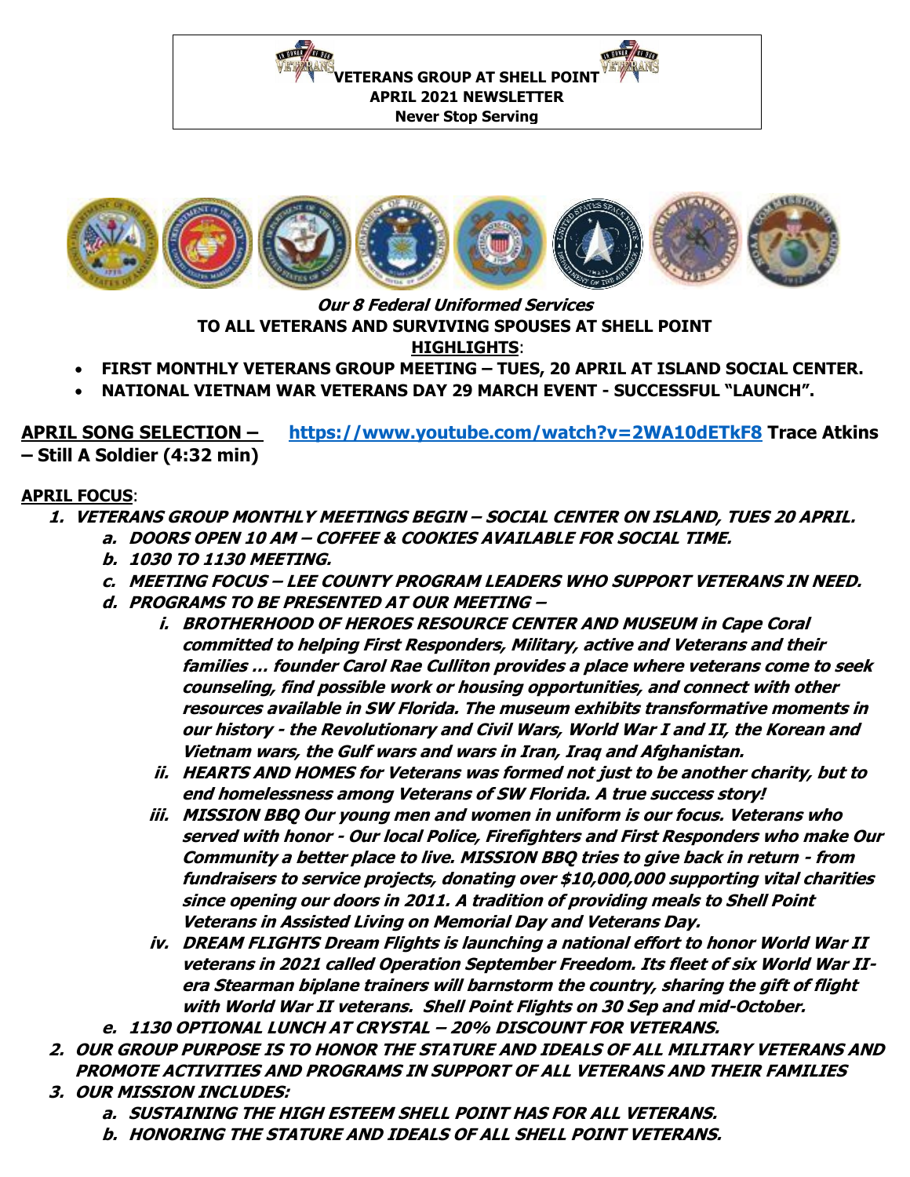**VETERANS GROUP AT SHELL POINT**
**APRIL 2021 NEWSLETTER**
**Never Stop Serving**

***Our 8 Federal Uniformed Services***

**TO ALL VETERANS AND SURVIVING SPOUSES AT SHELL POINT**

**HIGHLIGHTS**:

- **FIRST MONTHLY VETERANS GROUP MEETING – TUES, 20 APRIL AT ISLAND SOCIAL CENTER.**
- **NATIONAL VIETNAM WAR VETERANS DAY 29 MARCH EVENT - SUCCESSFUL "LAUNCH".**

**APRIL SONG SELECTION –** **https://www.youtube.com/watch?v=2WA10dETkF8** **Trace Atkins – Still A Soldier (4:32 min)**

**APRIL FOCUS**:

1. ***VETERANS GROUP MONTHLY MEETINGS BEGIN – SOCIAL CENTER ON ISLAND, TUES 20 APRIL.***
   a. ***DOORS OPEN 10 AM – COFFEE & COOKIES AVAILABLE FOR SOCIAL TIME.***
   b. ***1030 TO 1130 MEETING.***
   c. ***MEETING FOCUS – LEE COUNTY PROGRAM LEADERS WHO SUPPORT VETERANS IN NEED.***
   d. ***PROGRAMS TO BE PRESENTED AT OUR MEETING –***
      i. ***BROTHERHOOD OF HEROES RESOURCE CENTER AND MUSEUM in Cape Coral committed to helping First Responders, Military, active and Veterans and their families … founder Carol Rae Culliton provides a place where veterans come to seek counseling, find possible work or housing opportunities, and connect with other resources available in SW Florida. The museum exhibits transformative moments in our history - the Revolutionary and Civil Wars, World War I and II, the Korean and Vietnam wars, the Gulf wars and wars in Iran, Iraq and Afghanistan.***
      ii. ***HEARTS AND HOMES for Veterans was formed not just to be another charity, but to end homelessness among Veterans of SW Florida. A true success story!***
      iii. ***MISSION BBQ Our young men and women in uniform is our focus. Veterans who served with honor - Our local Police, Firefighters and First Responders who make Our Community a better place to live. MISSION BBQ tries to give back in return - from fundraisers to service projects, donating over $10,000,000 supporting vital charities since opening our doors in 2011. A tradition of providing meals to Shell Point Veterans in Assisted Living on Memorial Day and Veterans Day.***
      iv. ***DREAM FLIGHTS Dream Flights is launching a national effort to honor World War II veterans in 2021 called Operation September Freedom. Its fleet of six World War II-era Stearman biplane trainers will barnstorm the country, sharing the gift of flight with World War II veterans. Shell Point Flights on 30 Sep and mid-October.***
   e. ***1130 OPTIONAL LUNCH AT CRYSTAL – 20% DISCOUNT FOR VETERANS.***
2. ***OUR GROUP PURPOSE IS TO HONOR THE STATURE AND IDEALS OF ALL MILITARY VETERANS AND PROMOTE ACTIVITIES AND PROGRAMS IN SUPPORT OF ALL VETERANS AND THEIR FAMILIES***
3. ***OUR MISSION INCLUDES:***
   a. ***SUSTAINING THE HIGH ESTEEM SHELL POINT HAS FOR ALL VETERANS.***
   b. ***HONORING THE STATURE AND IDEALS OF ALL SHELL POINT VETERANS.***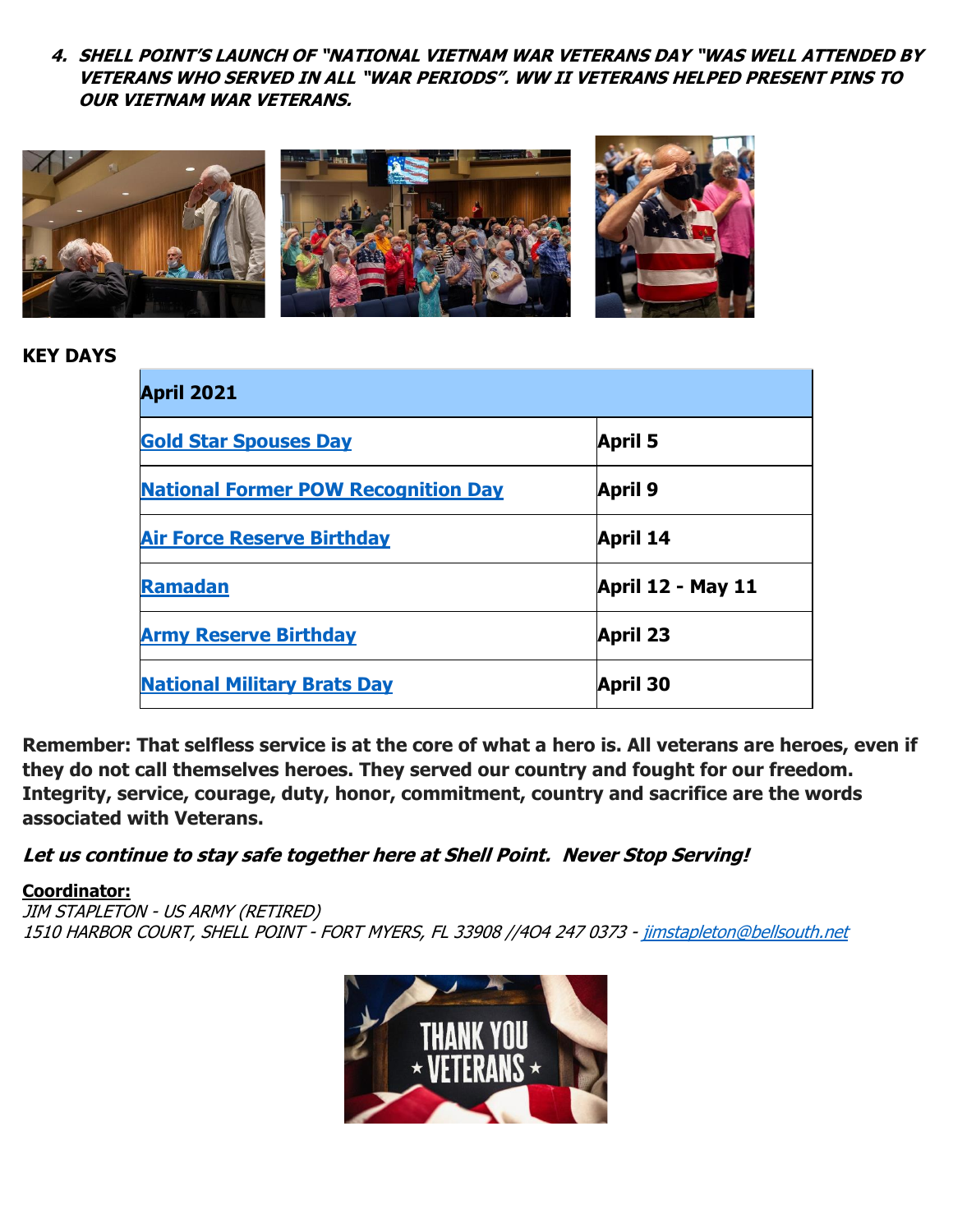4. ***SHELL POINT'S LAUNCH OF "NATIONAL VIETNAM WAR VETERANS DAY "WAS WELL ATTENDED BY VETERANS WHO SERVED IN ALL "WAR PERIODS". WW II VETERANS HELPED PRESENT PINS TO OUR VIETNAM WAR VETERANS.***

**KEY DAYS**

| **April 2021** | |
|---|---|
| **[Gold Star Spouses Day]** | **April 5** |
| **[National Former POW Recognition Day]** | **April 9** |
| **[Air Force Reserve Birthday]** | **April 14** |
| **[Ramadan]** | **April 12 - May 11** |
| **[Army Reserve Birthday]** | **April 23** |
| **[National Military Brats Day]** | **April 30** |

**Remember: That selfless service is at the core of what a hero is. All veterans are heroes, even if they do not call themselves heroes. They served our country and fought for our freedom. Integrity, service, courage, duty, honor, commitment, country and sacrifice are the words associated with Veterans.**

***Let us continue to stay safe together here at Shell Point. Never Stop Serving!***

**Coordinator:**

*JIM STAPLETON - US ARMY (RETIRED)*
*1510 HARBOR COURT, SHELL POINT - FORT MYERS, FL 33908 //404 247 0373 - jimstapleton@bellsouth.net*